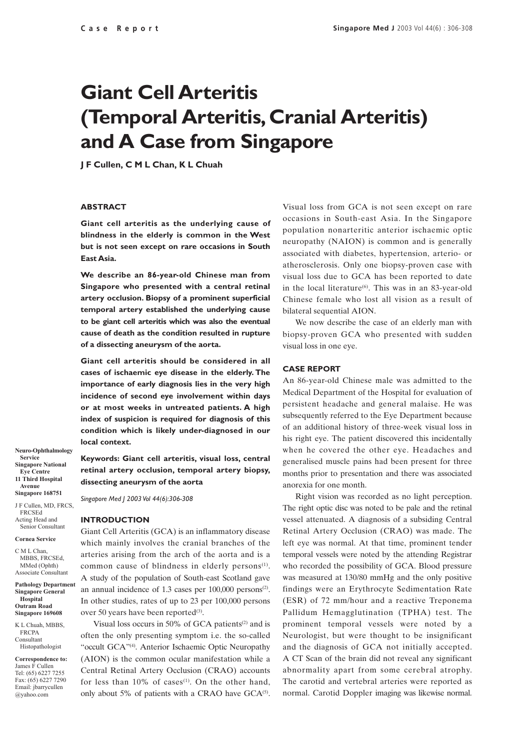# Giant Cell Arteritis (Temporal Arteritis, Cranial Arteritis) and A Case from Singapore

**J F Cullen, C M L Chan, K L Chuah**

### ABSTRACT

**Giant cell arteritis as the underlying cause of blindness in the elderly is common in the West but is not seen except on rare occasions in South East Asia.**

**We describe an 86-year-old Chinese man from Singapore who presented with a central retinal artery occlusion. Biopsy of a prominent superficial temporal artery established the underlying cause to be giant cell arteritis which was also the eventual cause of death as the condition resulted in rupture of a dissecting aneurysm of the aorta.**

**Giant cell arteritis should be considered in all cases of ischaemic eye disease in the elderly. The importance of early diagnosis lies in the very high incidence of second eye involvement within days or at most weeks in untreated patients. A high index of suspicion is required for diagnosis of this condition which is likely under-diagnosed in our local context.**

**Keywords: Giant cell arteritis, visual loss, central retinal artery occlusion, temporal artery biopsy, dissecting aneurysm of the aorta**

*Singapore Med J 2003 Vol 44(6):306-308*

**Neuro-Ophthalmology Service**
**Singapore National Eye Centre**
**11 Third Hospital Avenue**
**Singapore 168751**

J F Cullen, MD, FRCS, FRCSEd
Acting Head and Senior Consultant

**Cornea Service**

C M L Chan, MBBS, FRCSEd, MMed (Ophth)
Associate Consultant

**Pathology Department**
**Singapore General Hospital**
**Outram Road**
**Singapore 169608**

K L Chuah, MBBS, FRCPA
Consultant Histopathologist

**Correspondence to:**
James F Cullen
Tel: (65) 6227 7255
Fax: (65) 6227 7290
Email: jbarrycullen@yahoo.com

### INTRODUCTION

Giant Cell Arteritis (GCA) is an inflammatory disease which mainly involves the cranial branches of the arteries arising from the arch of the aorta and is a common cause of blindness in elderly persons[1]. A study of the population of South-east Scotland gave an annual incidence of 1.3 cases per 100,000 persons[2]. In other studies, rates of up to 23 per 100,000 persons over 50 years have been reported[3].

Visual loss occurs in 50% of GCA patients[2] and is often the only presenting symptom i.e. the so-called "occult GCA"[4]. Anterior Ischaemic Optic Neuropathy (AION) is the common ocular manifestation while a Central Retinal Artery Occlusion (CRAO) accounts for less than 10% of cases[1]. On the other hand, only about 5% of patients with a CRAO have GCA[5]. Visual loss from GCA is not seen except on rare occasions in South-east Asia. In the Singapore population nonarteritic anterior ischaemic optic neuropathy (NAION) is common and is generally associated with diabetes, hypertension, arterio- or atherosclerosis. Only one biopsy-proven case with visual loss due to GCA has been reported to date in the local literature[6]. This was in an 83-year-old Chinese female who lost all vision as a result of bilateral sequential AION.

We now describe the case of an elderly man with biopsy-proven GCA who presented with sudden visual loss in one eye.

### CASE REPORT

An 86-year-old Chinese male was admitted to the Medical Department of the Hospital for evaluation of persistent headache and general malaise. He was subsequently referred to the Eye Department because of an additional history of three-week visual loss in his right eye. The patient discovered this incidentally when he covered the other eye. Headaches and generalised muscle pains had been present for three months prior to presentation and there was associated anorexia for one month.

Right vision was recorded as no light perception. The right optic disc was noted to be pale and the retinal vessel attenuated. A diagnosis of a subsiding Central Retinal Artery Occlusion (CRAO) was made. The left eye was normal. At that time, prominent tender temporal vessels were noted by the attending Registrar who recorded the possibility of GCA. Blood pressure was measured at 130/80 mmHg and the only positive findings were an Erythrocyte Sedimentation Rate (ESR) of 72 mm/hour and a reactive Treponema Pallidum Hemagglutination (TPHA) test. The prominent temporal vessels were noted by a Neurologist, but were thought to be insignificant and the diagnosis of GCA not initially accepted. A CT Scan of the brain did not reveal any significant abnormality apart from some cerebral atrophy. The carotid and vertebral arteries were reported as normal. Carotid Doppler imaging was likewise normal.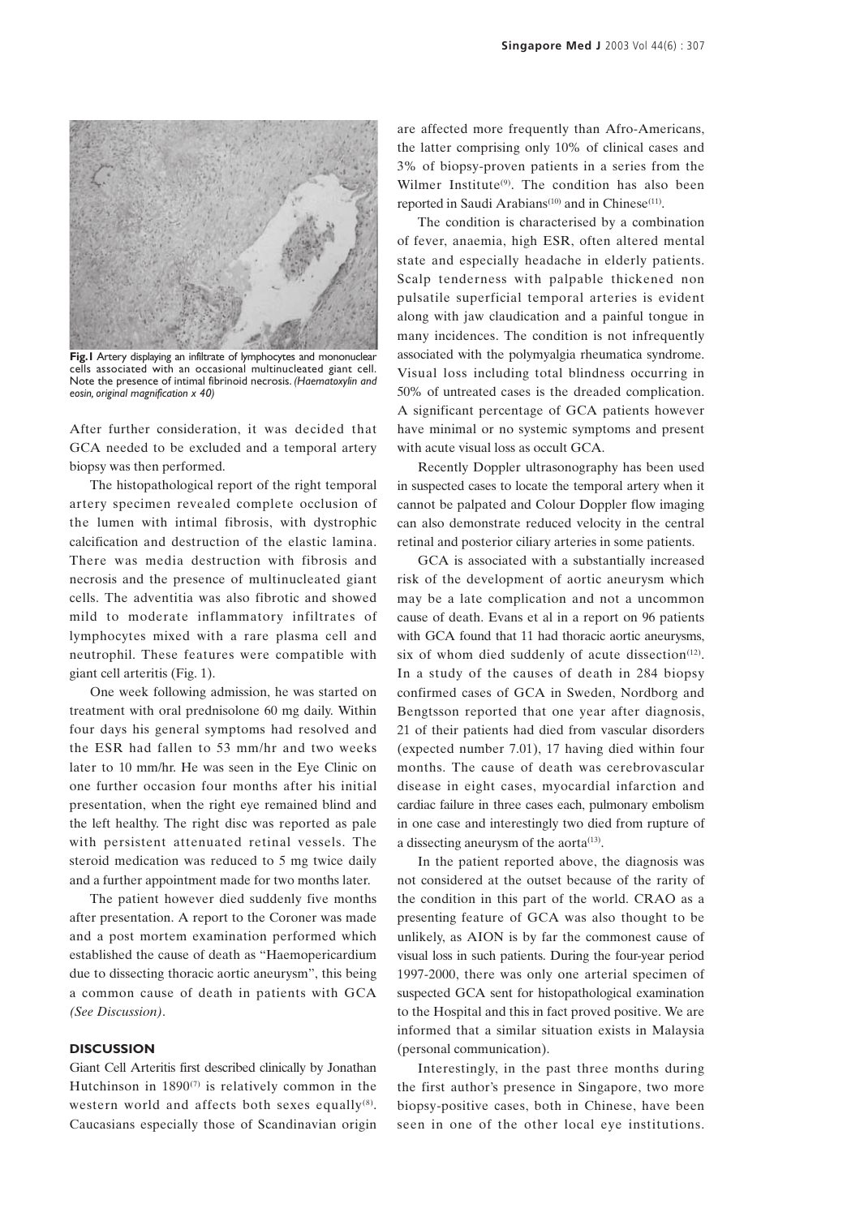**Fig. 1** Artery displaying an infiltrate of lymphocytes and mononuclear cells associated with an occasional multinucleated giant cell. Note the presence of intimal fibrinoid necrosis. *(Haematoxylin and eosin, original magnification x 40)*

After further consideration, it was decided that GCA needed to be excluded and a temporal artery biopsy was then performed.

The histopathological report of the right temporal artery specimen revealed complete occlusion of the lumen with intimal fibrosis, with dystrophic calcification and destruction of the elastic lamina. There was media destruction with fibrosis and necrosis and the presence of multinucleated giant cells. The adventitia was also fibrotic and showed mild to moderate inflammatory infiltrates of lymphocytes mixed with a rare plasma cell and neutrophil. These features were compatible with giant cell arteritis (Fig. 1).

One week following admission, he was started on treatment with oral prednisolone 60 mg daily. Within four days his general symptoms had resolved and the ESR had fallen to 53 mm/hr and two weeks later to 10 mm/hr. He was seen in the Eye Clinic on one further occasion four months after his initial presentation, when the right eye remained blind and the left healthy. The right disc was reported as pale with persistent attenuated retinal vessels. The steroid medication was reduced to 5 mg twice daily and a further appointment made for two months later.

The patient however died suddenly five months after presentation. A report to the Coroner was made and a post mortem examination performed which established the cause of death as "Haemopericardium due to dissecting thoracic aortic aneurysm", this being a common cause of death in patients with GCA *(See Discussion)*.

## DISCUSSION

Giant Cell Arteritis first described clinically by Jonathan Hutchinson in 1890[7] is relatively common in the western world and affects both sexes equally[8]. Caucasians especially those of Scandinavian origin are affected more frequently than Afro-Americans, the latter comprising only 10% of clinical cases and 3% of biopsy-proven patients in a series from the Wilmer Institute[9]. The condition has also been reported in Saudi Arabians[10] and in Chinese[11].

The condition is characterised by a combination of fever, anaemia, high ESR, often altered mental state and especially headache in elderly patients. Scalp tenderness with palpable thickened non pulsatile superficial temporal arteries is evident along with jaw claudication and a painful tongue in many incidences. The condition is not infrequently associated with the polymyalgia rheumatica syndrome. Visual loss including total blindness occurring in 50% of untreated cases is the dreaded complication. A significant percentage of GCA patients however have minimal or no systemic symptoms and present with acute visual loss as occult GCA.

Recently Doppler ultrasonography has been used in suspected cases to locate the temporal artery when it cannot be palpated and Colour Doppler flow imaging can also demonstrate reduced velocity in the central retinal and posterior ciliary arteries in some patients.

GCA is associated with a substantially increased risk of the development of aortic aneurysm which may be a late complication and not a uncommon cause of death. Evans et al in a report on 96 patients with GCA found that 11 had thoracic aortic aneurysms, six of whom died suddenly of acute dissection[12]. In a study of the causes of death in 284 biopsy confirmed cases of GCA in Sweden, Nordborg and Bengtsson reported that one year after diagnosis, 21 of their patients had died from vascular disorders (expected number 7.01), 17 having died within four months. The cause of death was cerebrovascular disease in eight cases, myocardial infarction and cardiac failure in three cases each, pulmonary embolism in one case and interestingly two died from rupture of a dissecting aneurysm of the aorta[13].

In the patient reported above, the diagnosis was not considered at the outset because of the rarity of the condition in this part of the world. CRAO as a presenting feature of GCA was also thought to be unlikely, as AION is by far the commonest cause of visual loss in such patients. During the four-year period 1997-2000, there was only one arterial specimen of suspected GCA sent for histopathological examination to the Hospital and this in fact proved positive. We are informed that a similar situation exists in Malaysia (personal communication).

Interestingly, in the past three months during the first author's presence in Singapore, two more biopsy-positive cases, both in Chinese, have been seen in one of the other local eye institutions.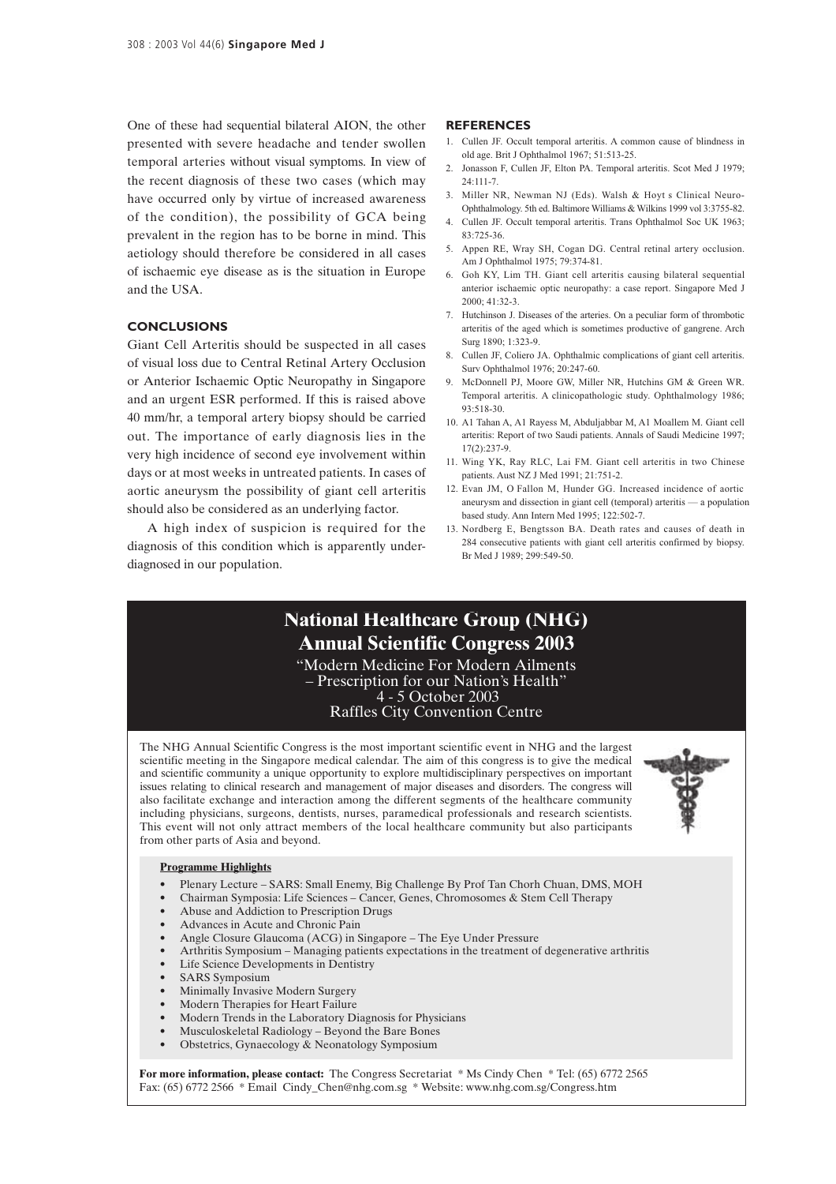One of these had sequential bilateral AION, the other presented with severe headache and tender swollen temporal arteries without visual symptoms. In view of the recent diagnosis of these two cases (which may have occurred only by virtue of increased awareness of the condition), the possibility of GCA being prevalent in the region has to be borne in mind. This aetiology should therefore be considered in all cases of ischaemic eye disease as is the situation in Europe and the USA.

## CONCLUSIONS

Giant Cell Arteritis should be suspected in all cases of visual loss due to Central Retinal Artery Occlusion or Anterior Ischaemic Optic Neuropathy in Singapore and an urgent ESR performed. If this is raised above 40 mm/hr, a temporal artery biopsy should be carried out. The importance of early diagnosis lies in the very high incidence of second eye involvement within days or at most weeks in untreated patients. In cases of aortic aneurysm the possibility of giant cell arteritis should also be considered as an underlying factor.

A high index of suspicion is required for the diagnosis of this condition which is apparently under-diagnosed in our population.

## REFERENCES

1. Cullen JF. Occult temporal arteritis. A common cause of blindness in old age. Brit J Ophthalmol 1967; 51:513-25.
2. Jonasson F, Cullen JF, Elton PA. Temporal arteritis. Scot Med J 1979; 24:111-7.
3. Miller NR, Newman NJ (Eds). Walsh & Hoyt s Clinical Neuro-Ophthalmology. 5th ed. Baltimore Williams & Wilkins 1999 vol 3:3755-82.
4. Cullen JF. Occult temporal arteritis. Trans Ophthalmol Soc UK 1963; 83:725-36.
5. Appen RE, Wray SH, Cogan DG. Central retinal artery occlusion. Am J Ophthalmol 1975; 79:374-81.
6. Goh KY, Lim TH. Giant cell arteritis causing bilateral sequential anterior ischaemic optic neuropathy: a case report. Singapore Med J 2000; 41:32-3.
7. Hutchinson J. Diseases of the arteries. On a peculiar form of thrombotic arteritis of the aged which is sometimes productive of gangrene. Arch Surg 1890; 1:323-9.
8. Cullen JF, Coliero JA. Ophthalmic complications of giant cell arteritis. Surv Ophthalmol 1976; 20:247-60.
9. McDonnell PJ, Moore GW, Miller NR, Hutchins GM & Green WR. Temporal arteritis. A clinicopathologic study. Ophthalmology 1986; 93:518-30.
10. A1 Tahan A, A1 Rayess M, Abduljabbar M, A1 Moallem M. Giant cell arteritis: Report of two Saudi patients. Annals of Saudi Medicine 1997; 17(2):237-9.
11. Wing YK, Ray RLC, Lai FM. Giant cell arteritis in two Chinese patients. Aust NZ J Med 1991; 21:751-2.
12. Evan JM, O Fallon M, Hunder GG. Increased incidence of aortic aneurysm and dissection in giant cell (temporal) arteritis — a population based study. Ann Intern Med 1995; 122:502-7.
13. Nordberg E, Bengtsson BA. Death rates and causes of death in 284 consecutive patients with giant cell arteritis confirmed by biopsy. Br Med J 1989; 299:549-50.

## National Healthcare Group (NHG) Annual Scientific Congress 2003

"Modern Medicine For Modern Ailments – Prescription for our Nation's Health"
4 - 5 October 2003
Raffles City Convention Centre

The NHG Annual Scientific Congress is the most important scientific event in NHG and the largest scientific meeting in the Singapore medical calendar. The aim of this congress is to give the medical and scientific community a unique opportunity to explore multidisciplinary perspectives on important issues relating to clinical research and management of major diseases and disorders. The congress will also facilitate exchange and interaction among the different segments of the healthcare community including physicians, surgeons, dentists, nurses, paramedical professionals and research scientists. This event will not only attract members of the local healthcare community but also participants from other parts of Asia and beyond.

**Programme Highlights**

- Plenary Lecture – SARS: Small Enemy, Big Challenge By Prof Tan Chorh Chuan, DMS, MOH
- Chairman Symposia: Life Sciences – Cancer, Genes, Chromosomes & Stem Cell Therapy
- Abuse and Addiction to Prescription Drugs
- Advances in Acute and Chronic Pain
- Angle Closure Glaucoma (ACG) in Singapore – The Eye Under Pressure
- Arthritis Symposium – Managing patients expectations in the treatment of degenerative arthritis
- Life Science Developments in Dentistry
- SARS Symposium
- Minimally Invasive Modern Surgery
- Modern Therapies for Heart Failure
- Modern Trends in the Laboratory Diagnosis for Physicians
- Musculoskeletal Radiology – Beyond the Bare Bones
- Obstetrics, Gynaecology & Neonatology Symposium

**For more information, please contact:** The Congress Secretariat * Ms Cindy Chen * Tel: (65) 6772 2565 Fax: (65) 6772 2566 * Email Cindy_Chen@nhg.com.sg * Website: www.nhg.com.sg/Congress.htm